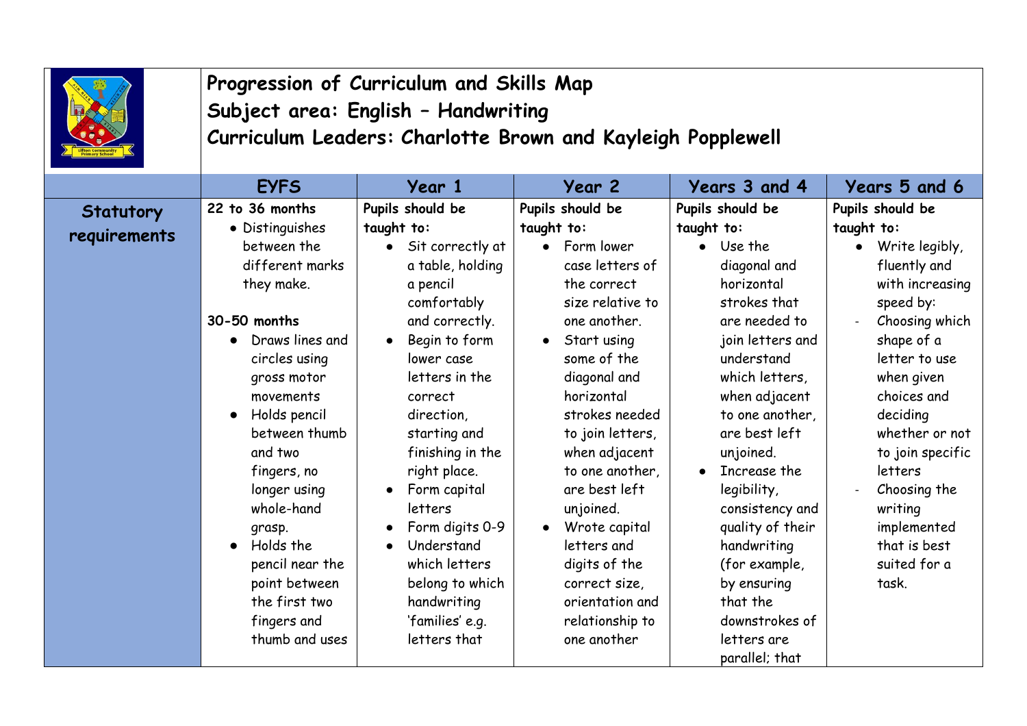# Progression of Curriculum and Skills Map

## Subject area: English – Handwriting

## Curriculum Leaders: Charlotte Brown and Kayleigh Popplewell

| | EYFS | Year 1 | Year 2 | Years 3 and 4 | Years 5 and 6 |
|---|---|---|---|---|---|
| **Statutory requirements** | **22 to 36 months**<br>• Distinguishes between the different marks they make.<br><br>**30-50 months**<br>• Draws lines and circles using gross motor movements<br>• Holds pencil between thumb and two fingers, no longer using whole-hand grasp.<br>• Holds the pencil near the point between the first two fingers and thumb and uses | **Pupils should be taught to:**<br>• Sit correctly at a table, holding a pencil comfortably and correctly.<br>• Begin to form lower case letters in the correct direction, starting and finishing in the right place.<br>• Form capital letters<br>• Form digits 0-9<br>• Understand which letters belong to which handwriting 'families' e.g. letters that | **Pupils should be taught to:**<br>• Form lower case letters of the correct size relative to one another.<br>• Start using some of the diagonal and horizontal strokes needed to join letters, when adjacent to one another, are best left unjoined.<br>• Wrote capital letters and digits of the correct size, orientation and relationship to one another | **Pupils should be taught to:**<br>• Use the diagonal and horizontal strokes that are needed to join letters and understand which letters, when adjacent to one another, are best left unjoined.<br>• Increase the legibility, consistency and quality of their handwriting (for example, by ensuring that the downstrokes of letters are parallel; that | **Pupils should be taught to:**<br>• Write legibly, fluently and with increasing speed by:<br>- Choosing which shape of a letter to use when given choices and deciding whether or not to join specific letters<br>- Choosing the writing implemented that is best suited for a task. |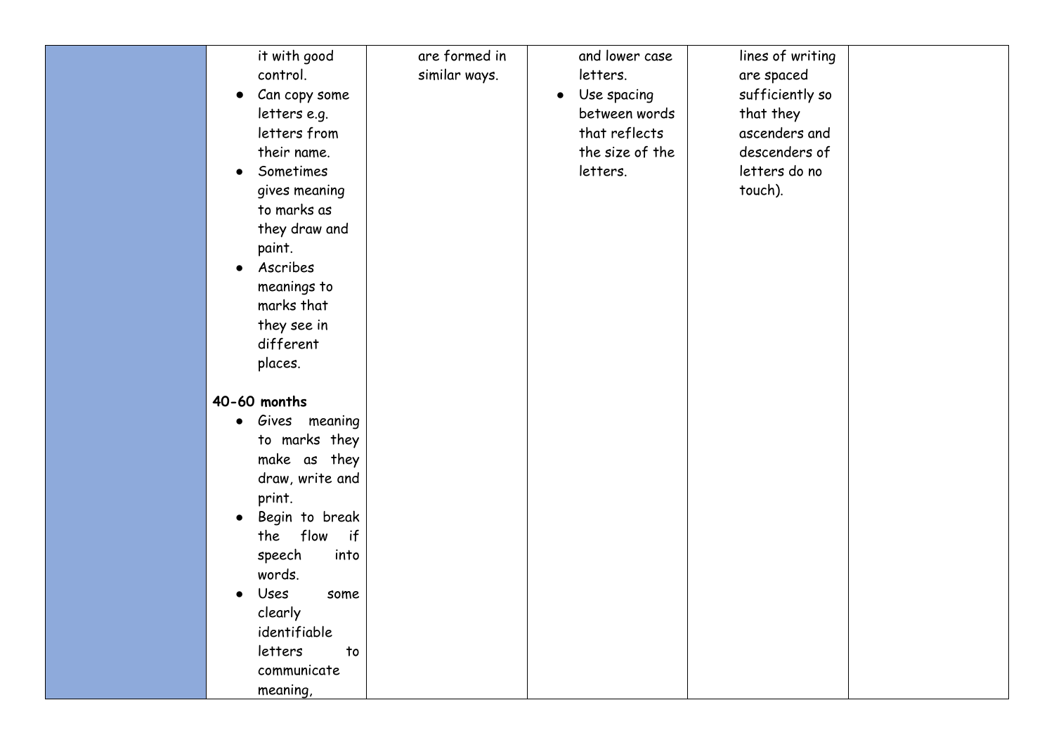| | | | | | |
|---|---|---|---|---|---|
| | it with good control.<br>• Can copy some letters e.g. letters from their name.<br>• Sometimes gives meaning to marks as they draw and paint.<br>• Ascribes meanings to marks that they see in different places.<br><br>**40-60 months**<br>• Gives meaning to marks they make as they draw, write and print.<br>• Begin to break the flow if speech into words.<br>• Uses some clearly identifiable letters to communicate meaning, | are formed in similar ways. | and lower case letters.<br>• Use spacing between words that reflects the size of the letters. | lines of writing are spaced sufficiently so that they ascenders and descenders of letters do no touch). | |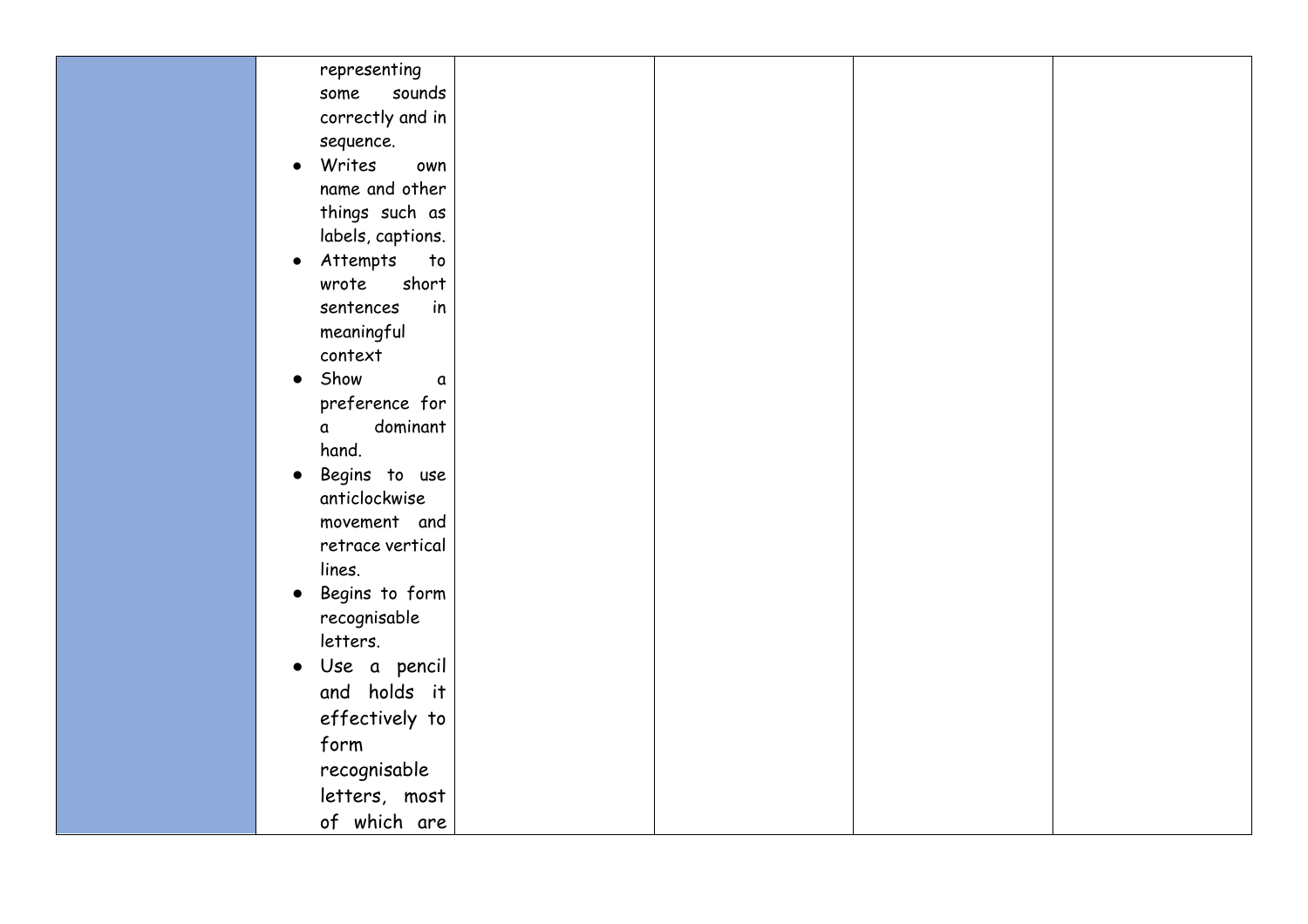|  |  |  |  |  |  |
|---|---|---|---|---|---|
|  | representing some sounds correctly and in sequence.<br>• Writes own name and other things such as labels, captions.<br>• Attempts to wrote short sentences in meaningful context<br>• Show a preference for a dominant hand.<br>• Begins to use anticlockwise movement and retrace vertical lines.<br>• Begins to form recognisable letters.<br>• Use a pencil and holds it effectively to form recognisable letters, most of which are |  |  |  |  |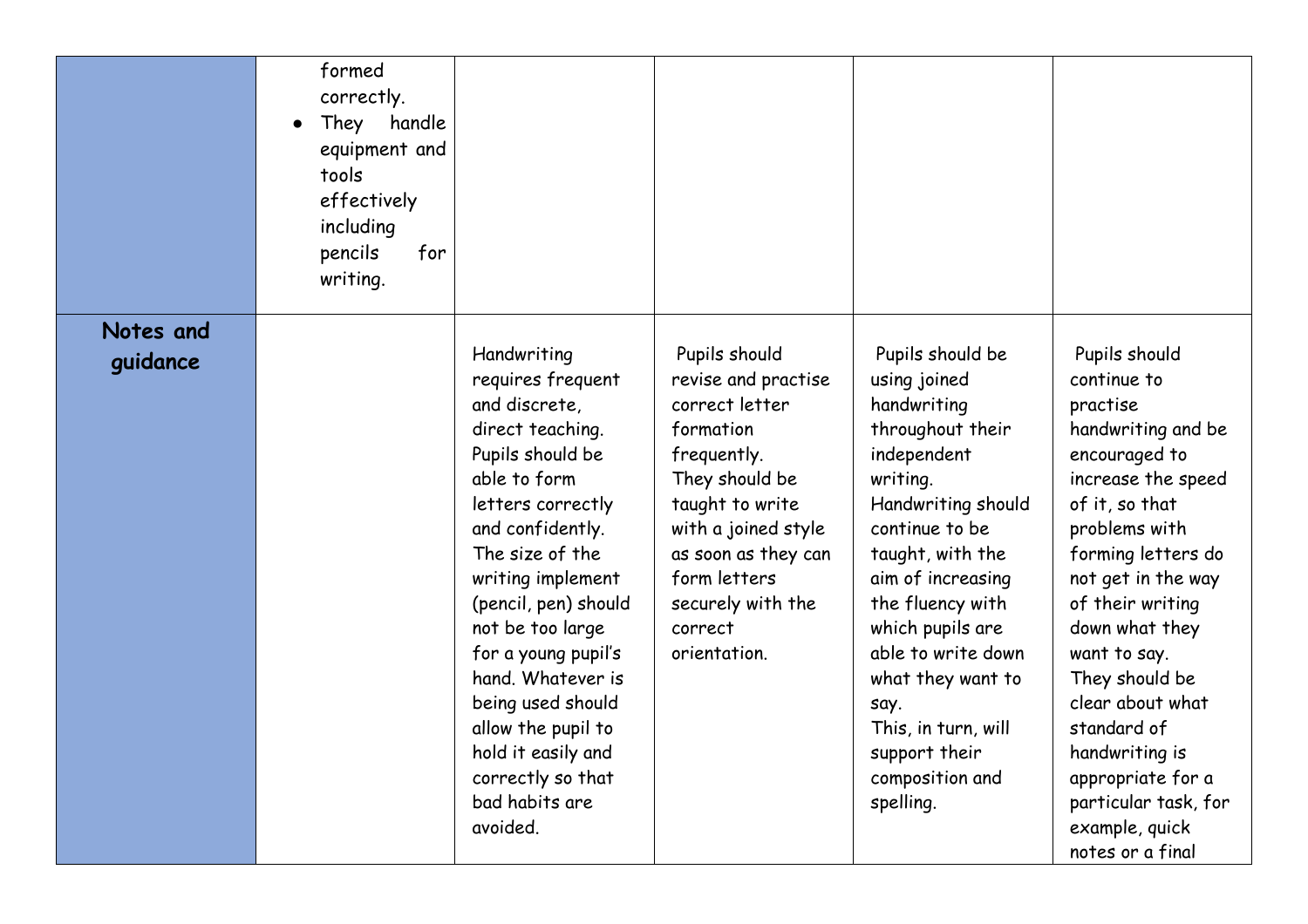| | | | | | |
|---|---|---|---|---|---|
| | formed correctly.<br>● They handle equipment and tools effectively including pencils for writing. | | | | |
| **Notes and guidance** | | Handwriting requires frequent and discrete, direct teaching. Pupils should be able to form letters correctly and confidently. The size of the writing implement (pencil, pen) should not be too large for a young pupil's hand. Whatever is being used should allow the pupil to hold it easily and correctly so that bad habits are avoided. | Pupils should revise and practise correct letter formation frequently. They should be taught to write with a joined style as soon as they can form letters securely with the correct orientation. | Pupils should be using joined handwriting throughout their independent writing. Handwriting should continue to be taught, with the aim of increasing the fluency with which pupils are able to write down what they want to say. This, in turn, will support their composition and spelling. | Pupils should continue to practise handwriting and be encouraged to increase the speed of it, so that problems with forming letters do not get in the way of their writing down what they want to say. They should be clear about what standard of handwriting is appropriate for a particular task, for example, quick notes or a final |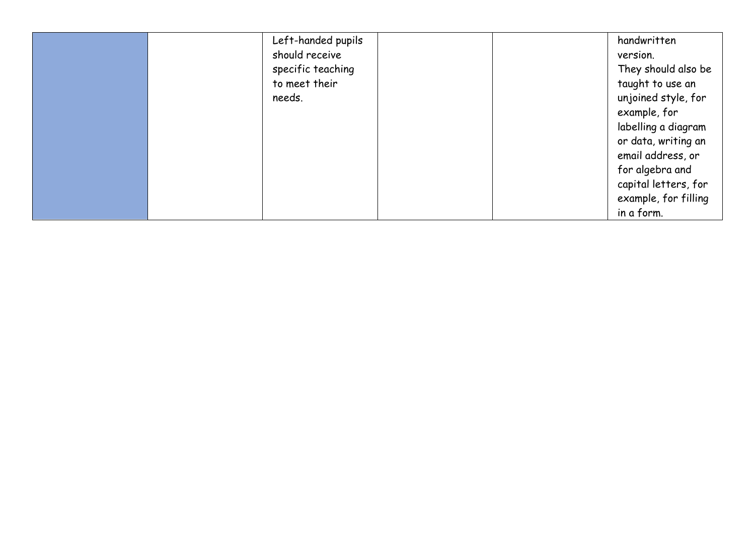| | | | | | |
|---|---|---|---|---|---|
| | | Left-handed pupils should receive specific teaching to meet their needs. | | | handwritten version. They should also be taught to use an unjoined style, for example, for labelling a diagram or data, writing an email address, or for algebra and capital letters, for example, for filling in a form. |